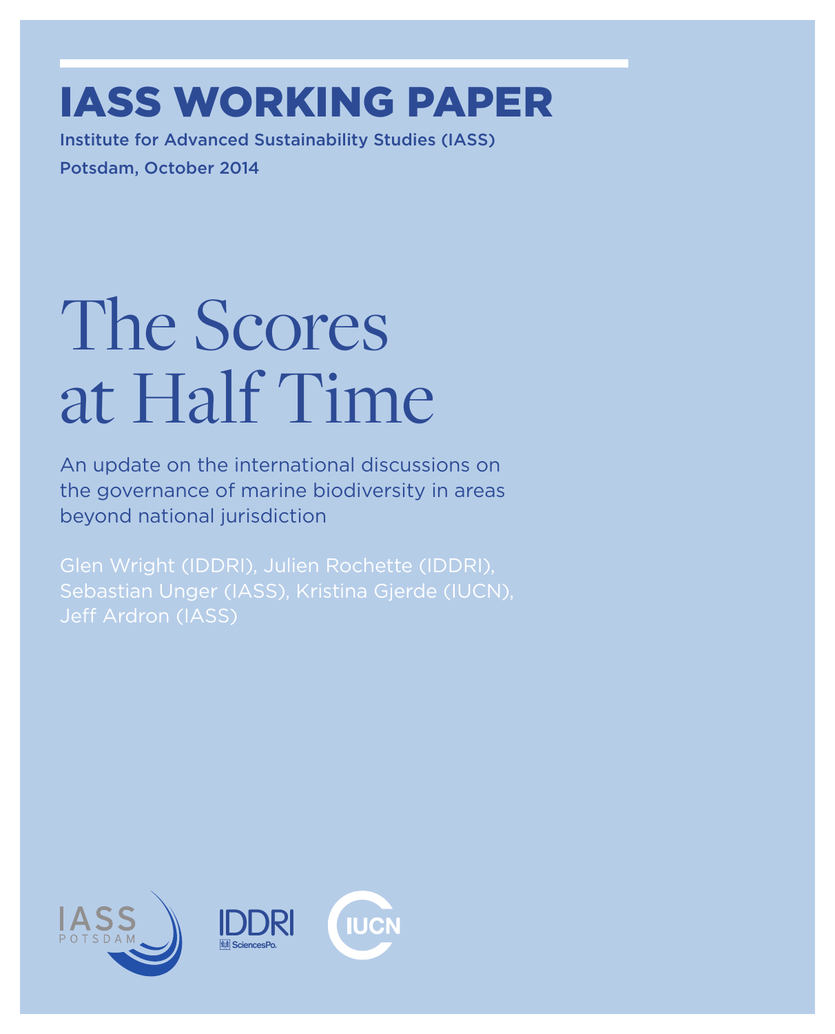# IASS WORKING PAPER

Institute for Advanced Sustainability Studies (IASS)

Potsdam, October 2014

# The Scores at Half Time

An update on the international discussions on the governance of marine biodiversity in areas beyond national jurisdiction

Glen Wright (IDDRI), Julien Rochette (IDDRI), Sebastian Unger (IASS), Kristina Gjerde (IUCN), Jeff Ardron (IASS)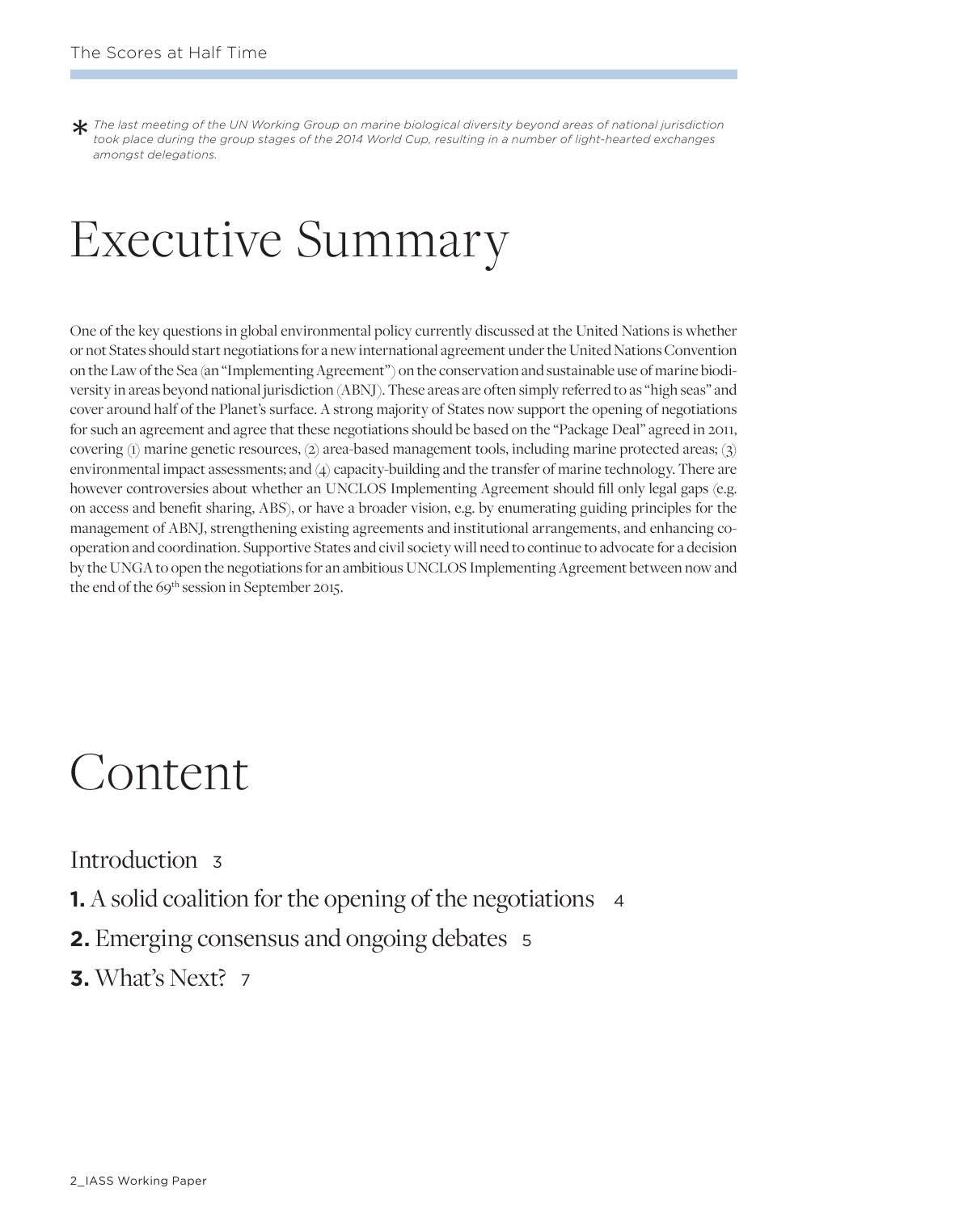\* *The last meeting of the UN Working Group on marine biological diversity beyond areas of national jurisdiction took place during the group stages of the 2014 World Cup, resulting in a number of light-hearted exchanges amongst delegations.*

# Executive Summary

One of the key questions in global environmental policy currently discussed at the United Nations is whether or not States should start negotiations for a new international agreement under the United Nations Convention on the Law of the Sea (an "Implementing Agreement") on the conservation and sustainable use of marine biodiversity in areas beyond national jurisdiction (ABNJ). These areas are often simply referred to as "high seas" and cover around half of the Planet's surface. A strong majority of States now support the opening of negotiations for such an agreement and agree that these negotiations should be based on the "Package Deal" agreed in 2011, covering (1) marine genetic resources, (2) area-based management tools, including marine protected areas; (3) environmental impact assessments; and (4) capacity-building and the transfer of marine technology. There are however controversies about whether an UNCLOS Implementing Agreement should fill only legal gaps (e.g. on access and benefit sharing, ABS), or have a broader vision, e.g. by enumerating guiding principles for the management of ABNJ, strengthening existing agreements and institutional arrangements, and enhancing co-operation and coordination. Supportive States and civil society will need to continue to advocate for a decision by the UNGA to open the negotiations for an ambitious UNCLOS Implementing Agreement between now and the end of the 69th session in September 2015.

# Content

Introduction 3

**1.** A solid coalition for the opening of the negotiations 4

**2.** Emerging consensus and ongoing debates 5

**3.** What's Next? 7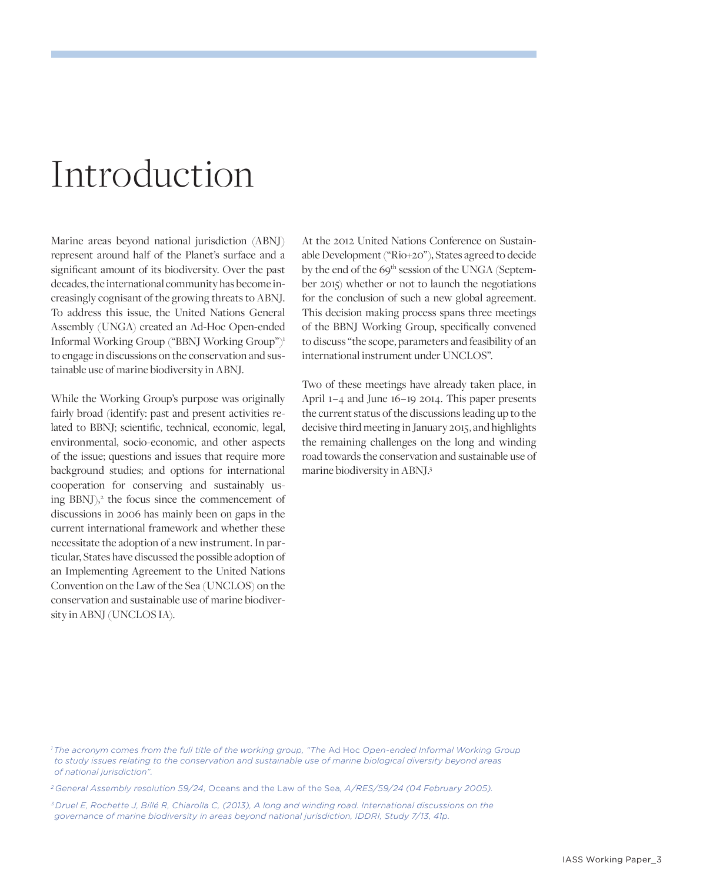# Introduction

Marine areas beyond national jurisdiction (ABNJ) represent around half of the Planet's surface and a significant amount of its biodiversity. Over the past decades, the international community has become increasingly cognisant of the growing threats to ABNJ. To address this issue, the United Nations General Assembly (UNGA) created an Ad-Hoc Open-ended Informal Working Group ("BBNJ Working Group")[1] to engage in discussions on the conservation and sustainable use of marine biodiversity in ABNJ.

While the Working Group's purpose was originally fairly broad (identify: past and present activities related to BBNJ; scientific, technical, economic, legal, environmental, socio-economic, and other aspects of the issue; questions and issues that require more background studies; and options for international cooperation for conserving and sustainably using BBNJ),[2] the focus since the commencement of discussions in 2006 has mainly been on gaps in the current international framework and whether these necessitate the adoption of a new instrument. In particular, States have discussed the possible adoption of an Implementing Agreement to the United Nations Convention on the Law of the Sea (UNCLOS) on the conservation and sustainable use of marine biodiversity in ABNJ (UNCLOS IA).

At the 2012 United Nations Conference on Sustainable Development ("Rio+20"), States agreed to decide by the end of the 69th session of the UNGA (September 2015) whether or not to launch the negotiations for the conclusion of such a new global agreement. This decision making process spans three meetings of the BBNJ Working Group, specifically convened to discuss "the scope, parameters and feasibility of an international instrument under UNCLOS".

Two of these meetings have already taken place, in April 1–4 and June 16–19 2014. This paper presents the current status of the discussions leading up to the decisive third meeting in January 2015, and highlights the remaining challenges on the long and winding road towards the conservation and sustainable use of marine biodiversity in ABNJ.[3]

---

[1] *The acronym comes from the full title of the working group, "The* Ad Hoc *Open-ended Informal Working Group to study issues relating to the conservation and sustainable use of marine biological diversity beyond areas of national jurisdiction".*

[2] *General Assembly resolution 59/24,* Oceans and the Law of the Sea*, A/RES/59/24 (04 February 2005).*

[3] *Druel E, Rochette J, Billé R, Chiarolla C, (2013), A long and winding road. International discussions on the governance of marine biodiversity in areas beyond national jurisdiction, IDDRI, Study 7/13, 41p.*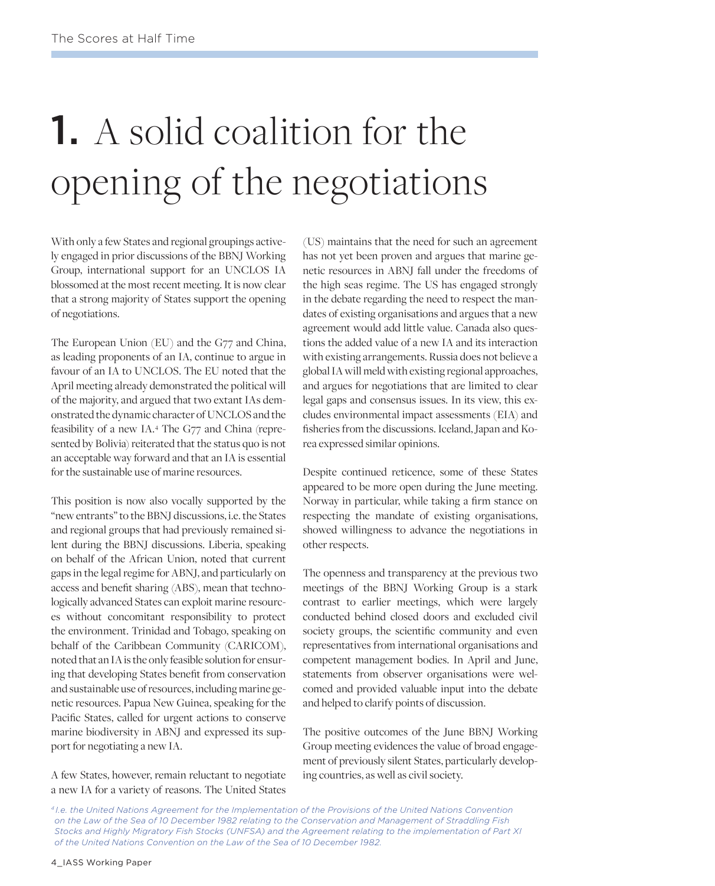# **1.** A solid coalition for the opening of the negotiations

With only a few States and regional groupings actively engaged in prior discussions of the BBNJ Working Group, international support for an UNCLOS IA blossomed at the most recent meeting. It is now clear that a strong majority of States support the opening of negotiations.

The European Union (EU) and the G77 and China, as leading proponents of an IA, continue to argue in favour of an IA to UNCLOS. The EU noted that the April meeting already demonstrated the political will of the majority, and argued that two extant IAs demonstrated the dynamic character of UNCLOS and the feasibility of a new IA.[4] The G77 and China (represented by Bolivia) reiterated that the status quo is not an acceptable way forward and that an IA is essential for the sustainable use of marine resources.

This position is now also vocally supported by the "new entrants" to the BBNJ discussions, i.e. the States and regional groups that had previously remained silent during the BBNJ discussions. Liberia, speaking on behalf of the African Union, noted that current gaps in the legal regime for ABNJ, and particularly on access and benefit sharing (ABS), mean that technologically advanced States can exploit marine resources without concomitant responsibility to protect the environment. Trinidad and Tobago, speaking on behalf of the Caribbean Community (CARICOM), noted that an IA is the only feasible solution for ensuring that developing States benefit from conservation and sustainable use of resources, including marine genetic resources. Papua New Guinea, speaking for the Pacific States, called for urgent actions to conserve marine biodiversity in ABNJ and expressed its support for negotiating a new IA.

A few States, however, remain reluctant to negotiate a new IA for a variety of reasons. The United States (US) maintains that the need for such an agreement has not yet been proven and argues that marine genetic resources in ABNJ fall under the freedoms of the high seas regime. The US has engaged strongly in the debate regarding the need to respect the mandates of existing organisations and argues that a new agreement would add little value. Canada also questions the added value of a new IA and its interaction with existing arrangements. Russia does not believe a global IA will meld with existing regional approaches, and argues for negotiations that are limited to clear legal gaps and consensus issues. In its view, this excludes environmental impact assessments (EIA) and fisheries from the discussions. Iceland, Japan and Korea expressed similar opinions.

Despite continued reticence, some of these States appeared to be more open during the June meeting. Norway in particular, while taking a firm stance on respecting the mandate of existing organisations, showed willingness to advance the negotiations in other respects.

The openness and transparency at the previous two meetings of the BBNJ Working Group is a stark contrast to earlier meetings, which were largely conducted behind closed doors and excluded civil society groups, the scientific community and even representatives from international organisations and competent management bodies. In April and June, statements from observer organisations were welcomed and provided valuable input into the debate and helped to clarify points of discussion.

The positive outcomes of the June BBNJ Working Group meeting evidences the value of broad engagement of previously silent States, particularly developing countries, as well as civil society.

*[4] I.e. the United Nations Agreement for the Implementation of the Provisions of the United Nations Convention on the Law of the Sea of 10 December 1982 relating to the Conservation and Management of Straddling Fish Stocks and Highly Migratory Fish Stocks (UNFSA) and the Agreement relating to the implementation of Part XI of the United Nations Convention on the Law of the Sea of 10 December 1982.*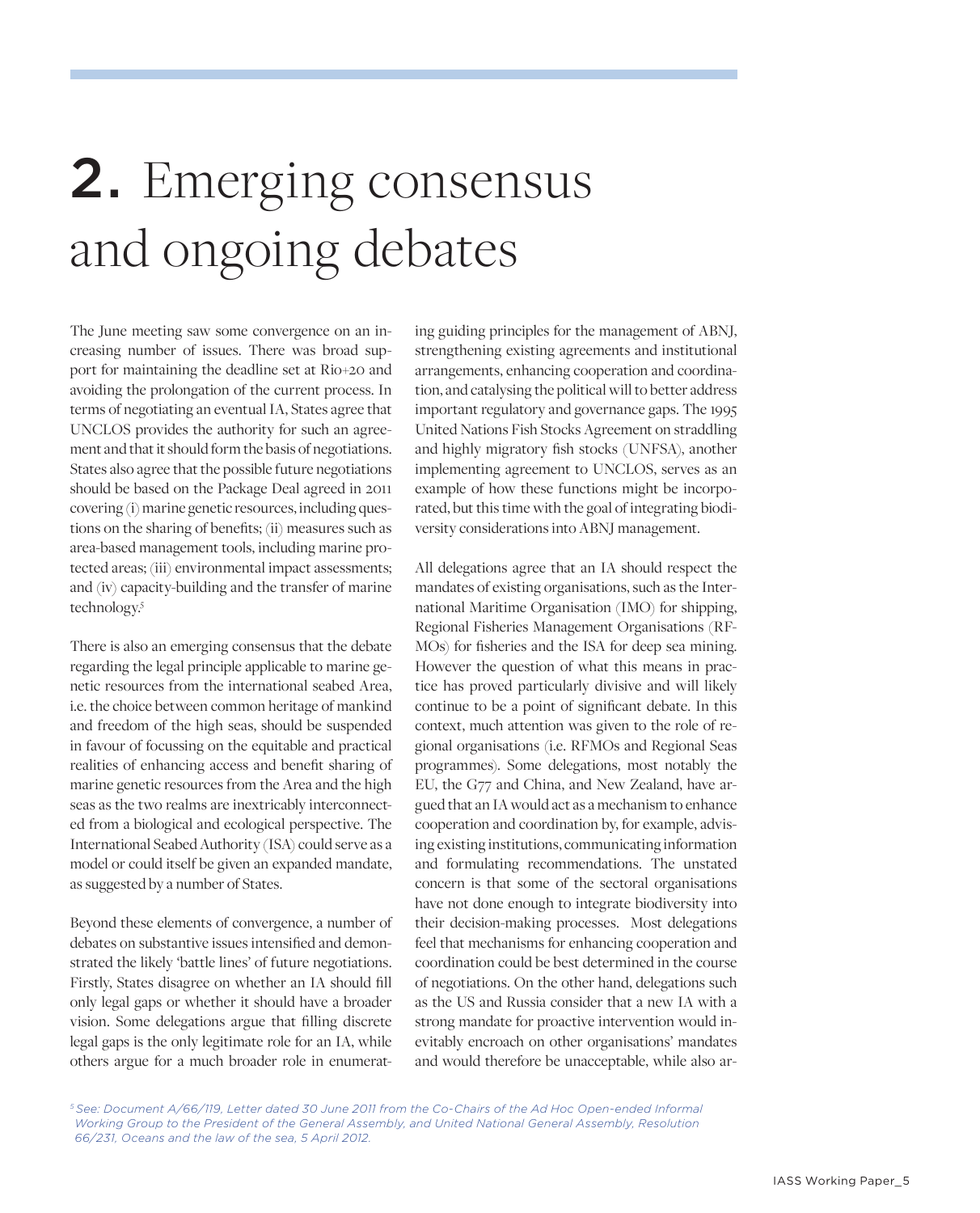# 2. Emerging consensus and ongoing debates

The June meeting saw some convergence on an increasing number of issues. There was broad support for maintaining the deadline set at Rio+20 and avoiding the prolongation of the current process. In terms of negotiating an eventual IA, States agree that UNCLOS provides the authority for such an agreement and that it should form the basis of negotiations. States also agree that the possible future negotiations should be based on the Package Deal agreed in 2011 covering (i) marine genetic resources, including questions on the sharing of benefits; (ii) measures such as area-based management tools, including marine protected areas; (iii) environmental impact assessments; and (iv) capacity-building and the transfer of marine technology.[5]

There is also an emerging consensus that the debate regarding the legal principle applicable to marine genetic resources from the international seabed Area, i.e. the choice between common heritage of mankind and freedom of the high seas, should be suspended in favour of focussing on the equitable and practical realities of enhancing access and benefit sharing of marine genetic resources from the Area and the high seas as the two realms are inextricably interconnected from a biological and ecological perspective. The International Seabed Authority (ISA) could serve as a model or could itself be given an expanded mandate, as suggested by a number of States.

Beyond these elements of convergence, a number of debates on substantive issues intensified and demonstrated the likely 'battle lines' of future negotiations. Firstly, States disagree on whether an IA should fill only legal gaps or whether it should have a broader vision. Some delegations argue that filling discrete legal gaps is the only legitimate role for an IA, while others argue for a much broader role in enumerating guiding principles for the management of ABNJ, strengthening existing agreements and institutional arrangements, enhancing cooperation and coordination, and catalysing the political will to better address important regulatory and governance gaps. The 1995 United Nations Fish Stocks Agreement on straddling and highly migratory fish stocks (UNFSA), another implementing agreement to UNCLOS, serves as an example of how these functions might be incorporated, but this time with the goal of integrating biodiversity considerations into ABNJ management.

All delegations agree that an IA should respect the mandates of existing organisations, such as the International Maritime Organisation (IMO) for shipping, Regional Fisheries Management Organisations (RFMOs) for fisheries and the ISA for deep sea mining. However the question of what this means in practice has proved particularly divisive and will likely continue to be a point of significant debate. In this context, much attention was given to the role of regional organisations (i.e. RFMOs and Regional Seas programmes). Some delegations, most notably the EU, the G77 and China, and New Zealand, have argued that an IA would act as a mechanism to enhance cooperation and coordination by, for example, advising existing institutions, communicating information and formulating recommendations. The unstated concern is that some of the sectoral organisations have not done enough to integrate biodiversity into their decision-making processes. Most delegations feel that mechanisms for enhancing cooperation and coordination could be best determined in the course of negotiations. On the other hand, delegations such as the US and Russia consider that a new IA with a strong mandate for proactive intervention would inevitably encroach on other organisations' mandates and would therefore be unacceptable, while also ar-

*[5] See: Document A/66/119, Letter dated 30 June 2011 from the Co-Chairs of the Ad Hoc Open-ended Informal Working Group to the President of the General Assembly, and United National General Assembly, Resolution 66/231, Oceans and the law of the sea, 5 April 2012.*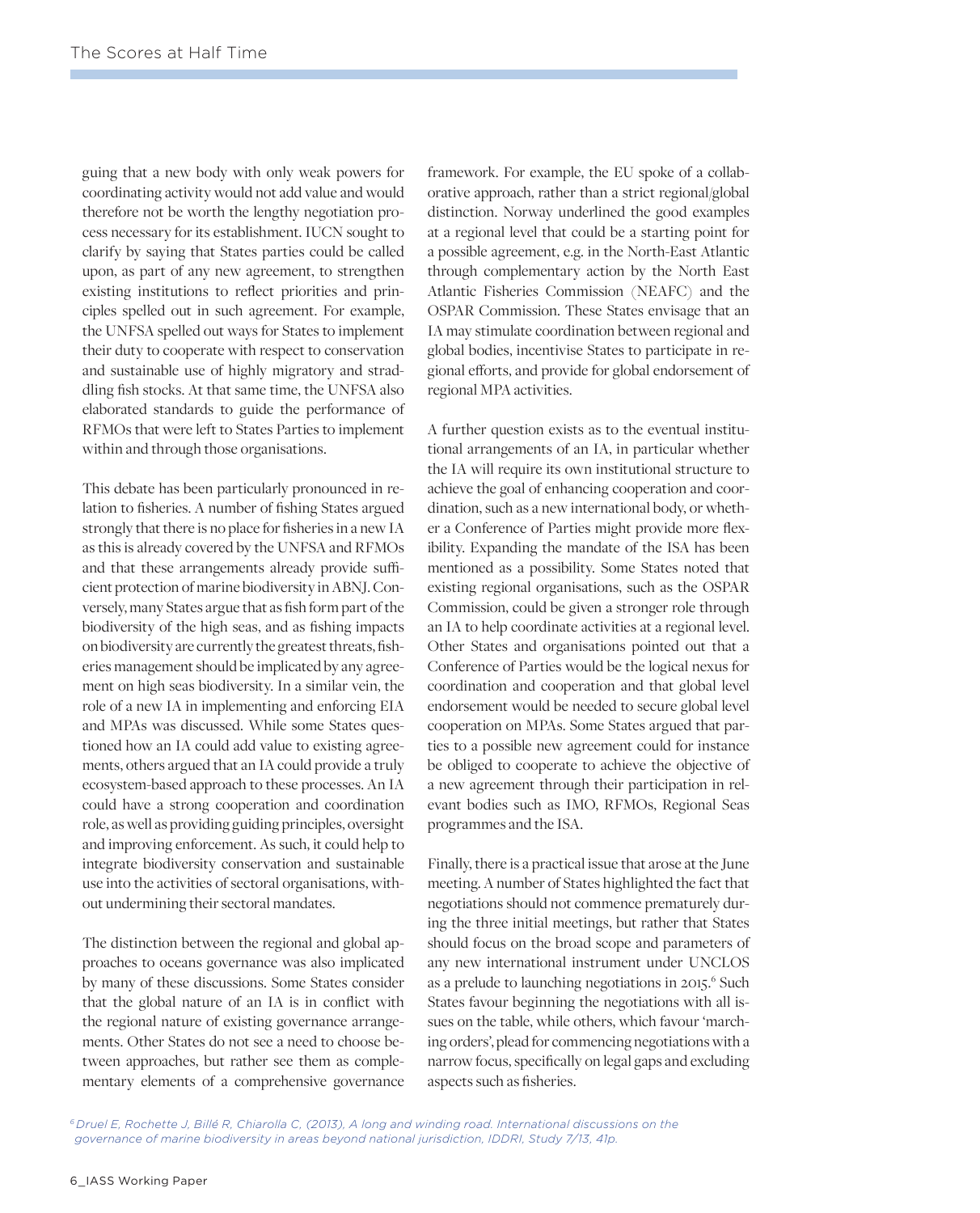guing that a new body with only weak powers for coordinating activity would not add value and would therefore not be worth the lengthy negotiation process necessary for its establishment. IUCN sought to clarify by saying that States parties could be called upon, as part of any new agreement, to strengthen existing institutions to reflect priorities and principles spelled out in such agreement. For example, the UNFSA spelled out ways for States to implement their duty to cooperate with respect to conservation and sustainable use of highly migratory and straddling fish stocks. At that same time, the UNFSA also elaborated standards to guide the performance of RFMOs that were left to States Parties to implement within and through those organisations.

This debate has been particularly pronounced in relation to fisheries. A number of fishing States argued strongly that there is no place for fisheries in a new IA as this is already covered by the UNFSA and RFMOs and that these arrangements already provide sufficient protection of marine biodiversity in ABNJ. Conversely, many States argue that as fish form part of the biodiversity of the high seas, and as fishing impacts on biodiversity are currently the greatest threats, fisheries management should be implicated by any agreement on high seas biodiversity. In a similar vein, the role of a new IA in implementing and enforcing EIA and MPAs was discussed. While some States questioned how an IA could add value to existing agreements, others argued that an IA could provide a truly ecosystem-based approach to these processes. An IA could have a strong cooperation and coordination role, as well as providing guiding principles, oversight and improving enforcement. As such, it could help to integrate biodiversity conservation and sustainable use into the activities of sectoral organisations, without undermining their sectoral mandates.

The distinction between the regional and global approaches to oceans governance was also implicated by many of these discussions. Some States consider that the global nature of an IA is in conflict with the regional nature of existing governance arrangements. Other States do not see a need to choose between approaches, but rather see them as complementary elements of a comprehensive governance framework. For example, the EU spoke of a collaborative approach, rather than a strict regional/global distinction. Norway underlined the good examples at a regional level that could be a starting point for a possible agreement, e.g. in the North-East Atlantic through complementary action by the North East Atlantic Fisheries Commission (NEAFC) and the OSPAR Commission. These States envisage that an IA may stimulate coordination between regional and global bodies, incentivise States to participate in regional efforts, and provide for global endorsement of regional MPA activities.

A further question exists as to the eventual institutional arrangements of an IA, in particular whether the IA will require its own institutional structure to achieve the goal of enhancing cooperation and coordination, such as a new international body, or whether a Conference of Parties might provide more flexibility. Expanding the mandate of the ISA has been mentioned as a possibility. Some States noted that existing regional organisations, such as the OSPAR Commission, could be given a stronger role through an IA to help coordinate activities at a regional level. Other States and organisations pointed out that a Conference of Parties would be the logical nexus for coordination and cooperation and that global level endorsement would be needed to secure global level cooperation on MPAs. Some States argued that parties to a possible new agreement could for instance be obliged to cooperate to achieve the objective of a new agreement through their participation in relevant bodies such as IMO, RFMOs, Regional Seas programmes and the ISA.

Finally, there is a practical issue that arose at the June meeting. A number of States highlighted the fact that negotiations should not commence prematurely during the three initial meetings, but rather that States should focus on the broad scope and parameters of any new international instrument under UNCLOS as a prelude to launching negotiations in 2015.[6] Such States favour beginning the negotiations with all issues on the table, while others, which favour 'marching orders', plead for commencing negotiations with a narrow focus, specifically on legal gaps and excluding aspects such as fisheries.

[6] *Druel E, Rochette J, Billé R, Chiarolla C, (2013), A long and winding road. International discussions on the governance of marine biodiversity in areas beyond national jurisdiction, IDDRI, Study 7/13, 41p.*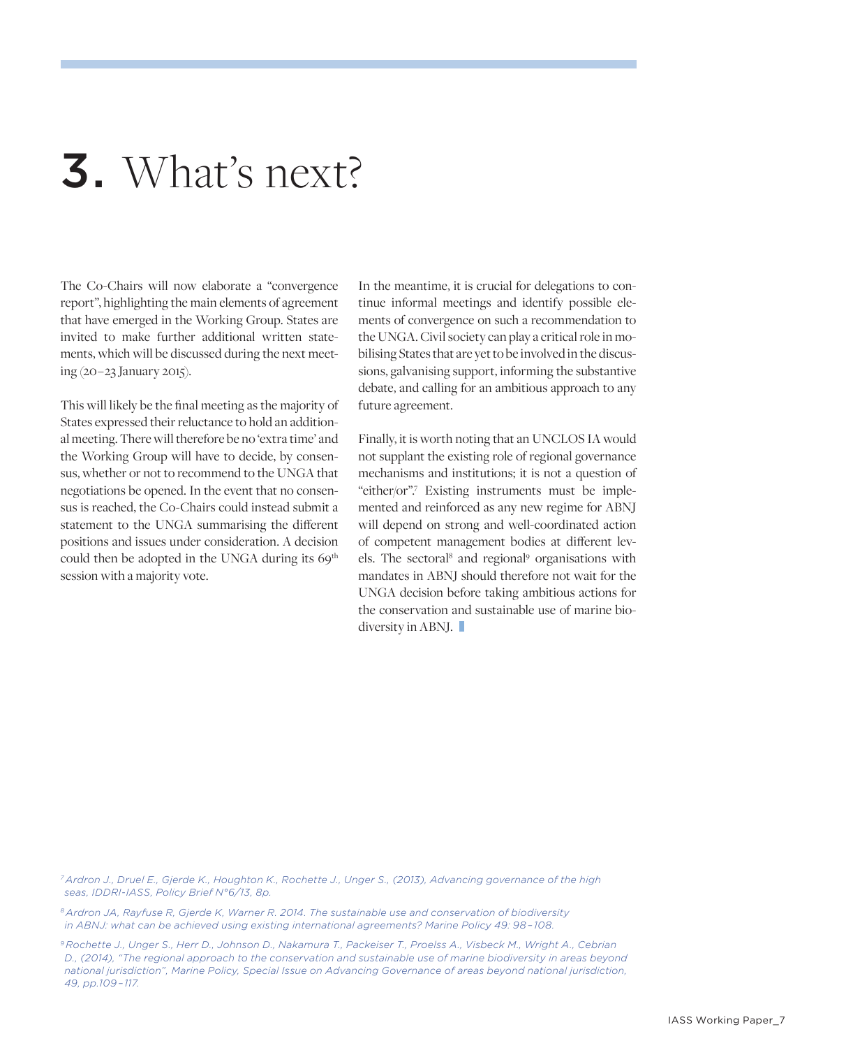# 3. What's next?

The Co-Chairs will now elaborate a "convergence report", highlighting the main elements of agreement that have emerged in the Working Group. States are invited to make further additional written statements, which will be discussed during the next meeting (20–23 January 2015).

This will likely be the final meeting as the majority of States expressed their reluctance to hold an additional meeting. There will therefore be no 'extra time' and the Working Group will have to decide, by consensus, whether or not to recommend to the UNGA that negotiations be opened. In the event that no consensus is reached, the Co-Chairs could instead submit a statement to the UNGA summarising the different positions and issues under consideration. A decision could then be adopted in the UNGA during its 69th session with a majority vote.

In the meantime, it is crucial for delegations to continue informal meetings and identify possible elements of convergence on such a recommendation to the UNGA. Civil society can play a critical role in mobilising States that are yet to be involved in the discussions, galvanising support, informing the substantive debate, and calling for an ambitious approach to any future agreement.

Finally, it is worth noting that an UNCLOS IA would not supplant the existing role of regional governance mechanisms and institutions; it is not a question of "either/or".[7] Existing instruments must be implemented and reinforced as any new regime for ABNJ will depend on strong and well-coordinated action of competent management bodies at different levels. The sectoral[8] and regional[9] organisations with mandates in ABNJ should therefore not wait for the UNGA decision before taking ambitious actions for the conservation and sustainable use of marine biodiversity in ABNJ.

[7] Ardron J., Druel E., Gjerde K., Houghton K., Rochette J., Unger S., (2013), Advancing governance of the high seas, IDDRI-IASS, Policy Brief N°6/13, 8p.

[8] Ardron JA, Rayfuse R, Gjerde K, Warner R. 2014. The sustainable use and conservation of biodiversity in ABNJ: what can be achieved using existing international agreements? Marine Policy 49: 98–108.

[9] Rochette J., Unger S., Herr D., Johnson D., Nakamura T., Packeiser T., Proelss A., Visbeck M., Wright A., Cebrian D., (2014), "The regional approach to the conservation and sustainable use of marine biodiversity in areas beyond national jurisdiction", Marine Policy, Special Issue on Advancing Governance of areas beyond national jurisdiction, 49, pp.109–117.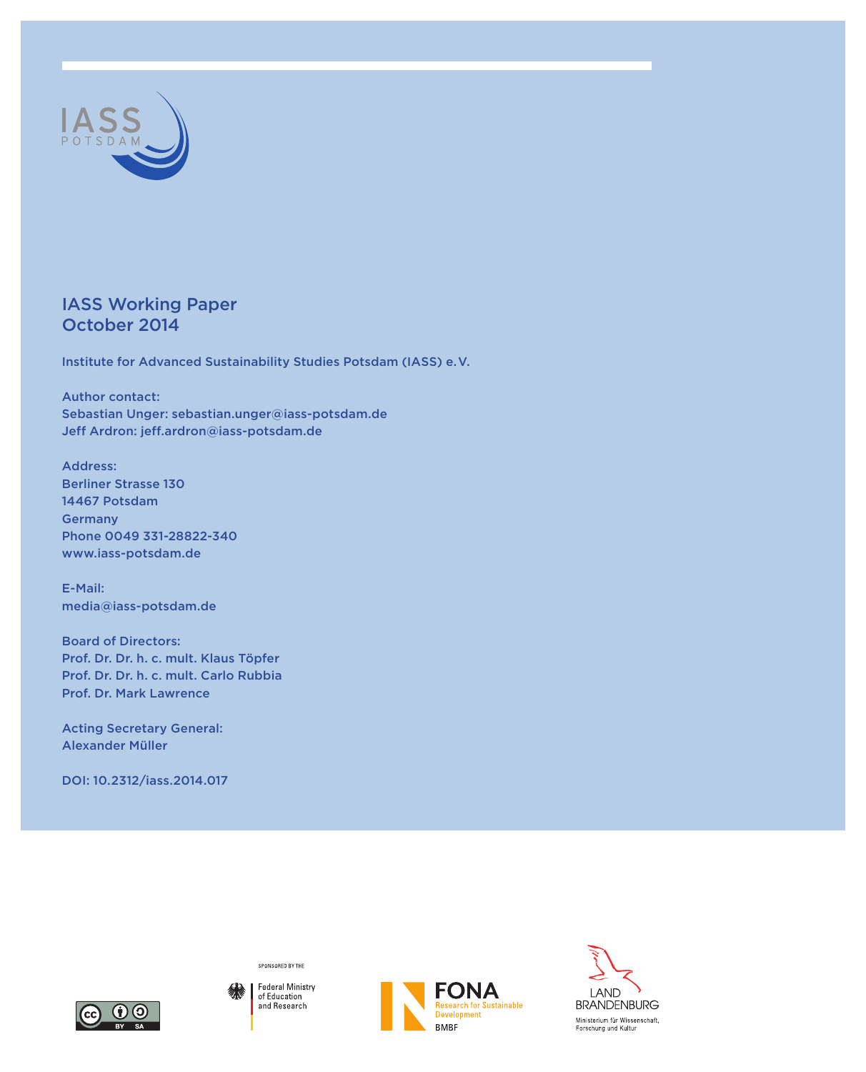IASS POTSDAM

**IASS Working Paper**
**October 2014**

Institute for Advanced Sustainability Studies Potsdam (IASS) e. V.

Author contact:
Sebastian Unger: sebastian.unger@iass-potsdam.de
Jeff Ardron: jeff.ardron@iass-potsdam.de

Address:
Berliner Strasse 130
14467 Potsdam
Germany
Phone 0049 331-28822-340
www.iass-potsdam.de

E-Mail:
media@iass-potsdam.de

Board of Directors:
Prof. Dr. Dr. h. c. mult. Klaus Töpfer
Prof. Dr. Dr. h. c. mult. Carlo Rubbia
Prof. Dr. Mark Lawrence

Acting Secretary General:
Alexander Müller

DOI: 10.2312/iass.2014.017

SPONSORED BY THE

Federal Ministry of Education and Research

FONA Research for Sustainable Development BMBF

LAND BRANDENBURG
Ministerium für Wissenschaft, Forschung und Kultur